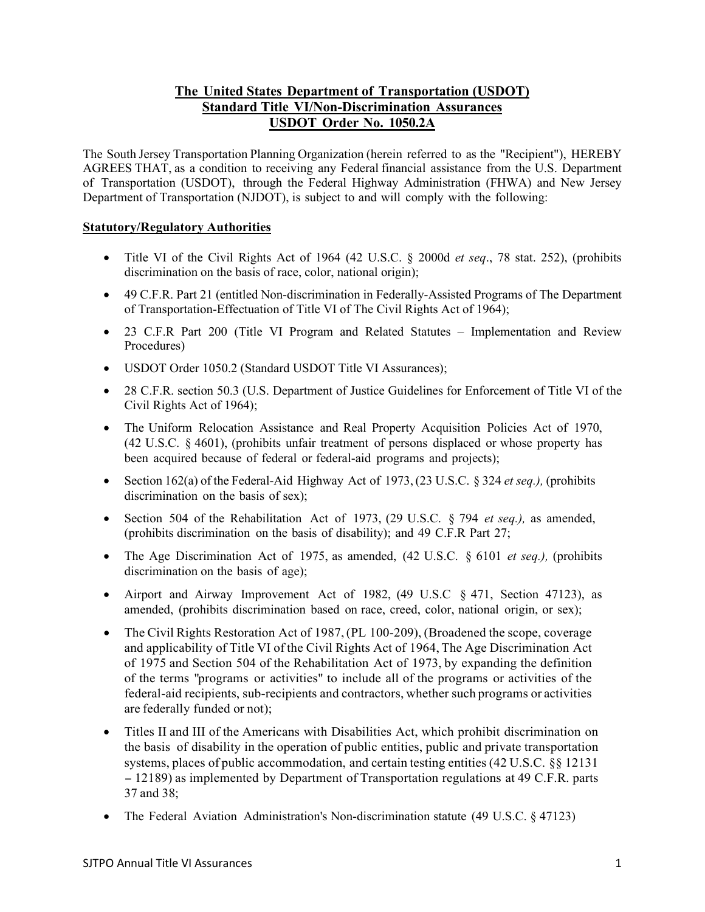**The United States Department of Transportation (USDOT)**
**Standard Title VI/Non-Discrimination Assurances**
**USDOT Order No. 1050.2A**

The South Jersey Transportation Planning Organization (herein referred to as the "Recipient"), HEREBY AGREES THAT, as a condition to receiving any Federal financial assistance from the U.S. Department of Transportation (USDOT), through the Federal Highway Administration (FHWA) and New Jersey Department of Transportation (NJDOT), is subject to and will comply with the following:

**Statutory/Regulatory Authorities**

- Title VI of the Civil Rights Act of 1964 (42 U.S.C. § 2000d *et seq*., 78 stat. 252), (prohibits discrimination on the basis of race, color, national origin);
- 49 C.F.R. Part 21 (entitled Non-discrimination in Federally-Assisted Programs of The Department of Transportation-Effectuation of Title VI of The Civil Rights Act of 1964);
- 23 C.F.R Part 200 (Title VI Program and Related Statutes – Implementation and Review Procedures)
- USDOT Order 1050.2 (Standard USDOT Title VI Assurances);
- 28 C.F.R. section 50.3 (U.S. Department of Justice Guidelines for Enforcement of Title VI of the Civil Rights Act of 1964);
- The Uniform Relocation Assistance and Real Property Acquisition Policies Act of 1970, (42 U.S.C. § 4601), (prohibits unfair treatment of persons displaced or whose property has been acquired because of federal or federal-aid programs and projects);
- Section 162(a) of the Federal-Aid Highway Act of 1973, (23 U.S.C. § 324 *et seq.),* (prohibits discrimination on the basis of sex);
- Section 504 of the Rehabilitation Act of 1973, (29 U.S.C. § 794 *et seq.),* as amended, (prohibits discrimination on the basis of disability); and 49 C.F.R Part 27;
- The Age Discrimination Act of 1975, as amended, (42 U.S.C. § 6101 *et seq.),* (prohibits discrimination on the basis of age);
- Airport and Airway Improvement Act of 1982, (49 U.S.C § 471, Section 47123), as amended, (prohibits discrimination based on race, creed, color, national origin, or sex);
- The Civil Rights Restoration Act of 1987, (PL 100-209), (Broadened the scope, coverage and applicability of Title VI of the Civil Rights Act of 1964, The Age Discrimination Act of 1975 and Section 504 of the Rehabilitation Act of 1973, by expanding the definition of the terms "programs or activities" to include all of the programs or activities of the federal-aid recipients, sub-recipients and contractors, whether such programs or activities are federally funded or not);
- Titles II and III of the Americans with Disabilities Act, which prohibit discrimination on the basis of disability in the operation of public entities, public and private transportation systems, places of public accommodation, and certain testing entities (42 U.S.C. §§ 12131 – 12189) as implemented by Department of Transportation regulations at 49 C.F.R. parts 37 and 38;
- The Federal Aviation Administration's Non-discrimination statute (49 U.S.C. § 47123)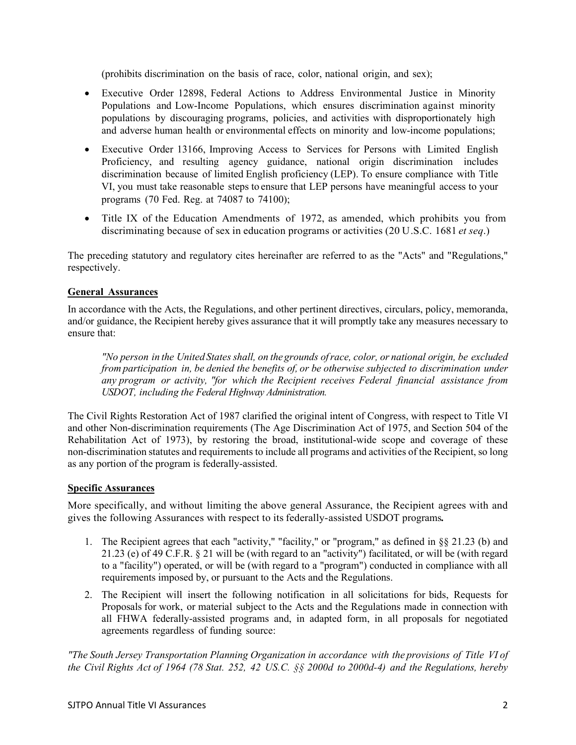(prohibits discrimination on the basis of race, color, national origin, and sex);

- Executive Order 12898, Federal Actions to Address Environmental Justice in Minority Populations and Low-Income Populations, which ensures discrimination against minority populations by discouraging programs, policies, and activities with disproportionately high and adverse human health or environmental effects on minority and low-income populations;
- Executive Order 13166, Improving Access to Services for Persons with Limited English Proficiency, and resulting agency guidance, national origin discrimination includes discrimination because of limited English proficiency (LEP). To ensure compliance with Title VI, you must take reasonable steps to ensure that LEP persons have meaningful access to your programs (70 Fed. Reg. at 74087 to 74100);
- Title IX of the Education Amendments of 1972, as amended, which prohibits you from discriminating because of sex in education programs or activities (20 U.S.C. 1681 *et seq*.)

The preceding statutory and regulatory cites hereinafter are referred to as the "Acts" and "Regulations," respectively.

**General Assurances**

In accordance with the Acts, the Regulations, and other pertinent directives, circulars, policy, memoranda, and/or guidance, the Recipient hereby gives assurance that it will promptly take any measures necessary to ensure that:

> *"No person in the United States shall, on the grounds of race, color, or national origin, be excluded from participation in, be denied the benefits of, or be otherwise subjected to discrimination under any program or activity, "for which the Recipient receives Federal financial assistance from USDOT, including the Federal Highway Administration.*

The Civil Rights Restoration Act of 1987 clarified the original intent of Congress, with respect to Title VI and other Non-discrimination requirements (The Age Discrimination Act of 1975, and Section 504 of the Rehabilitation Act of 1973), by restoring the broad, institutional-wide scope and coverage of these non-discrimination statutes and requirements to include all programs and activities of the Recipient, so long as any portion of the program is federally-assisted.

**Specific Assurances**

More specifically, and without limiting the above general Assurance, the Recipient agrees with and gives the following Assurances with respect to its federally-assisted USDOT programs**.**

1. The Recipient agrees that each "activity," "facility," or "program," as defined in §§ 21.23 (b) and 21.23 (e) of 49 C.F.R. § 21 will be (with regard to an "activity") facilitated, or will be (with regard to a "facility") operated, or will be (with regard to a "program") conducted in compliance with all requirements imposed by, or pursuant to the Acts and the Regulations.
2. The Recipient will insert the following notification in all solicitations for bids, Requests for Proposals for work, or material subject to the Acts and the Regulations made in connection with all FHWA federally-assisted programs and, in adapted form, in all proposals for negotiated agreements regardless of funding source:

*"The South Jersey Transportation Planning Organization in accordance with the provisions of Title VI of the Civil Rights Act of 1964 (78 Stat. 252, 42 US.C. §§ 2000d to 2000d-4) and the Regulations, hereby*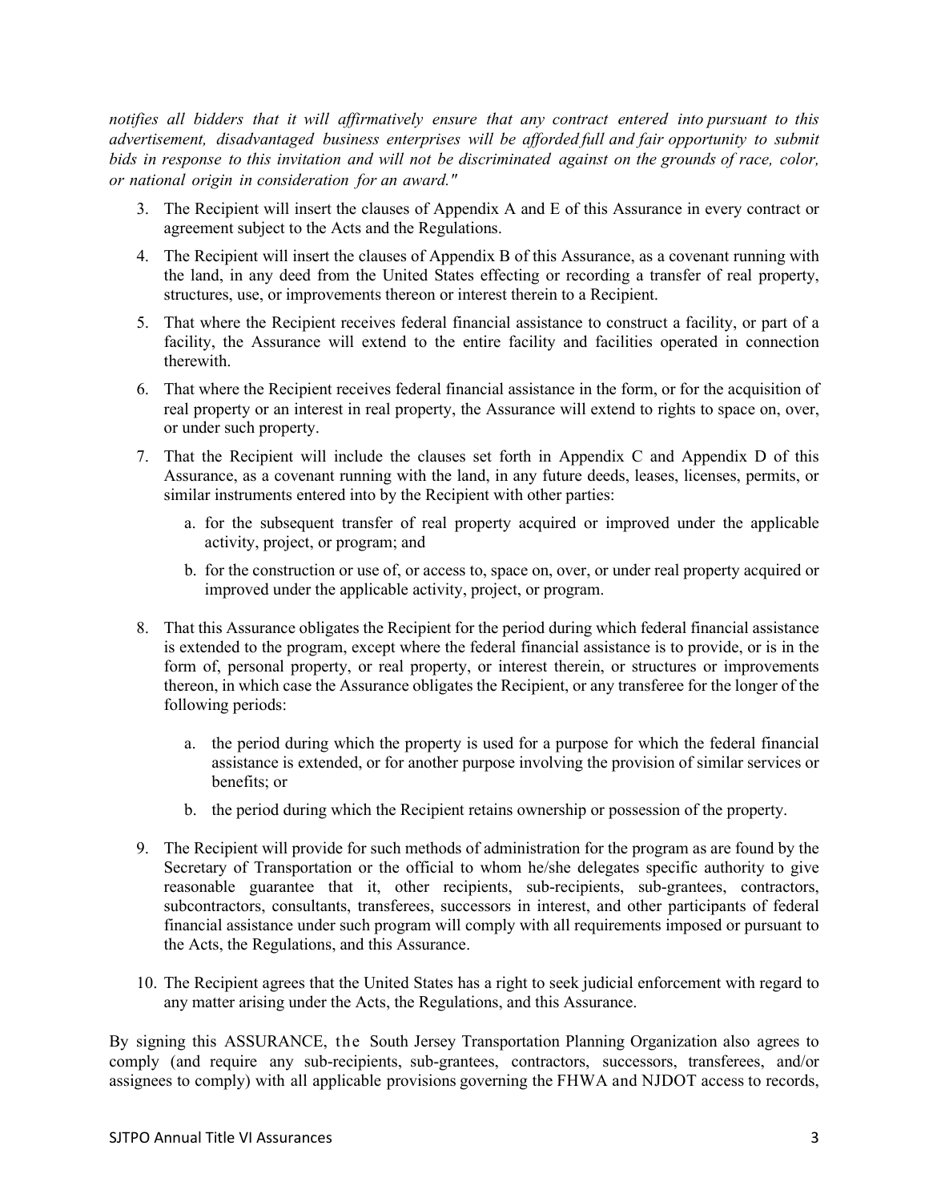*notifies all bidders that it will affirmatively ensure that any contract entered into pursuant to this advertisement, disadvantaged business enterprises will be afforded full and fair opportunity to submit bids in response to this invitation and will not be discriminated against on the grounds of race, color, or national origin in consideration for an award."*

3. The Recipient will insert the clauses of Appendix A and E of this Assurance in every contract or agreement subject to the Acts and the Regulations.
4. The Recipient will insert the clauses of Appendix B of this Assurance, as a covenant running with the land, in any deed from the United States effecting or recording a transfer of real property, structures, use, or improvements thereon or interest therein to a Recipient.
5. That where the Recipient receives federal financial assistance to construct a facility, or part of a facility, the Assurance will extend to the entire facility and facilities operated in connection therewith.
6. That where the Recipient receives federal financial assistance in the form, or for the acquisition of real property or an interest in real property, the Assurance will extend to rights to space on, over, or under such property.
7. That the Recipient will include the clauses set forth in Appendix C and Appendix D of this Assurance, as a covenant running with the land, in any future deeds, leases, licenses, permits, or similar instruments entered into by the Recipient with other parties:
   a. for the subsequent transfer of real property acquired or improved under the applicable activity, project, or program; and
   b. for the construction or use of, or access to, space on, over, or under real property acquired or improved under the applicable activity, project, or program.
8. That this Assurance obligates the Recipient for the period during which federal financial assistance is extended to the program, except where the federal financial assistance is to provide, or is in the form of, personal property, or real property, or interest therein, or structures or improvements thereon, in which case the Assurance obligates the Recipient, or any transferee for the longer of the following periods:
   a. the period during which the property is used for a purpose for which the federal financial assistance is extended, or for another purpose involving the provision of similar services or benefits; or
   b. the period during which the Recipient retains ownership or possession of the property.
9. The Recipient will provide for such methods of administration for the program as are found by the Secretary of Transportation or the official to whom he/she delegates specific authority to give reasonable guarantee that it, other recipients, sub-recipients, sub-grantees, contractors, subcontractors, consultants, transferees, successors in interest, and other participants of federal financial assistance under such program will comply with all requirements imposed or pursuant to the Acts, the Regulations, and this Assurance.
10. The Recipient agrees that the United States has a right to seek judicial enforcement with regard to any matter arising under the Acts, the Regulations, and this Assurance.

By signing this ASSURANCE, the South Jersey Transportation Planning Organization also agrees to comply (and require any sub-recipients, sub-grantees, contractors, successors, transferees, and/or assignees to comply) with all applicable provisions governing the FHWA and NJDOT access to records,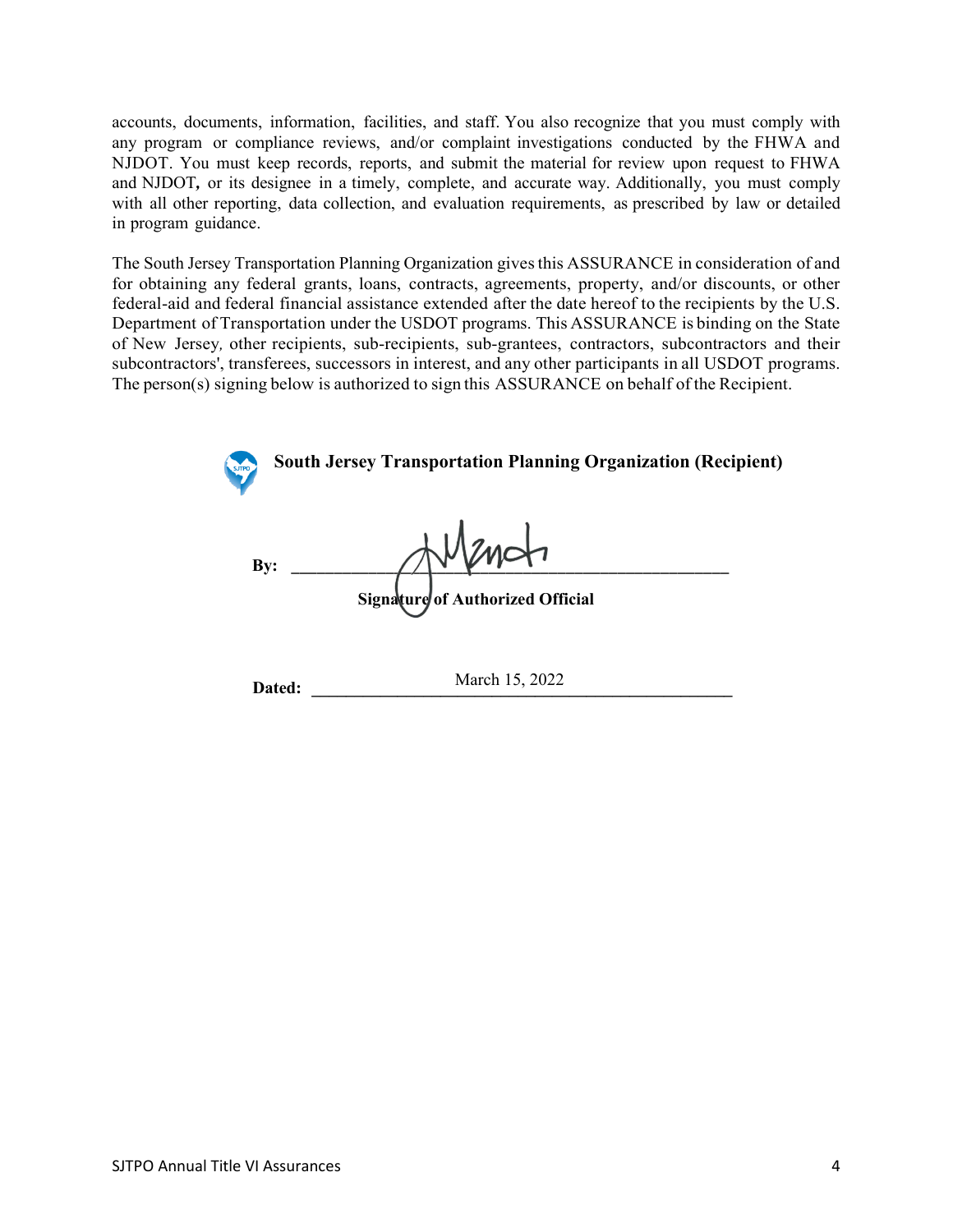accounts, documents, information, facilities, and staff. You also recognize that you must comply with any program or compliance reviews, and/or complaint investigations conducted by the FHWA and NJDOT. You must keep records, reports, and submit the material for review upon request to FHWA and NJDOT**,** or its designee in a timely, complete, and accurate way. Additionally, you must comply with all other reporting, data collection, and evaluation requirements, as prescribed by law or detailed in program guidance.

The South Jersey Transportation Planning Organization gives this ASSURANCE in consideration of and for obtaining any federal grants, loans, contracts, agreements, property, and/or discounts, or other federal-aid and federal financial assistance extended after the date hereof to the recipients by the U.S. Department of Transportation under the USDOT programs. This ASSURANCE is binding on the State of New Jersey*,* other recipients, sub-recipients, sub-grantees, contractors, subcontractors and their subcontractors', transferees, successors in interest, and any other participants in all USDOT programs. The person(s) signing below is authorized to sign this ASSURANCE on behalf of the Recipient.

**South Jersey Transportation Planning Organization (Recipient)**

**By:** ______________________________

**Signature of Authorized Official**

**Dated:** March 15, 2022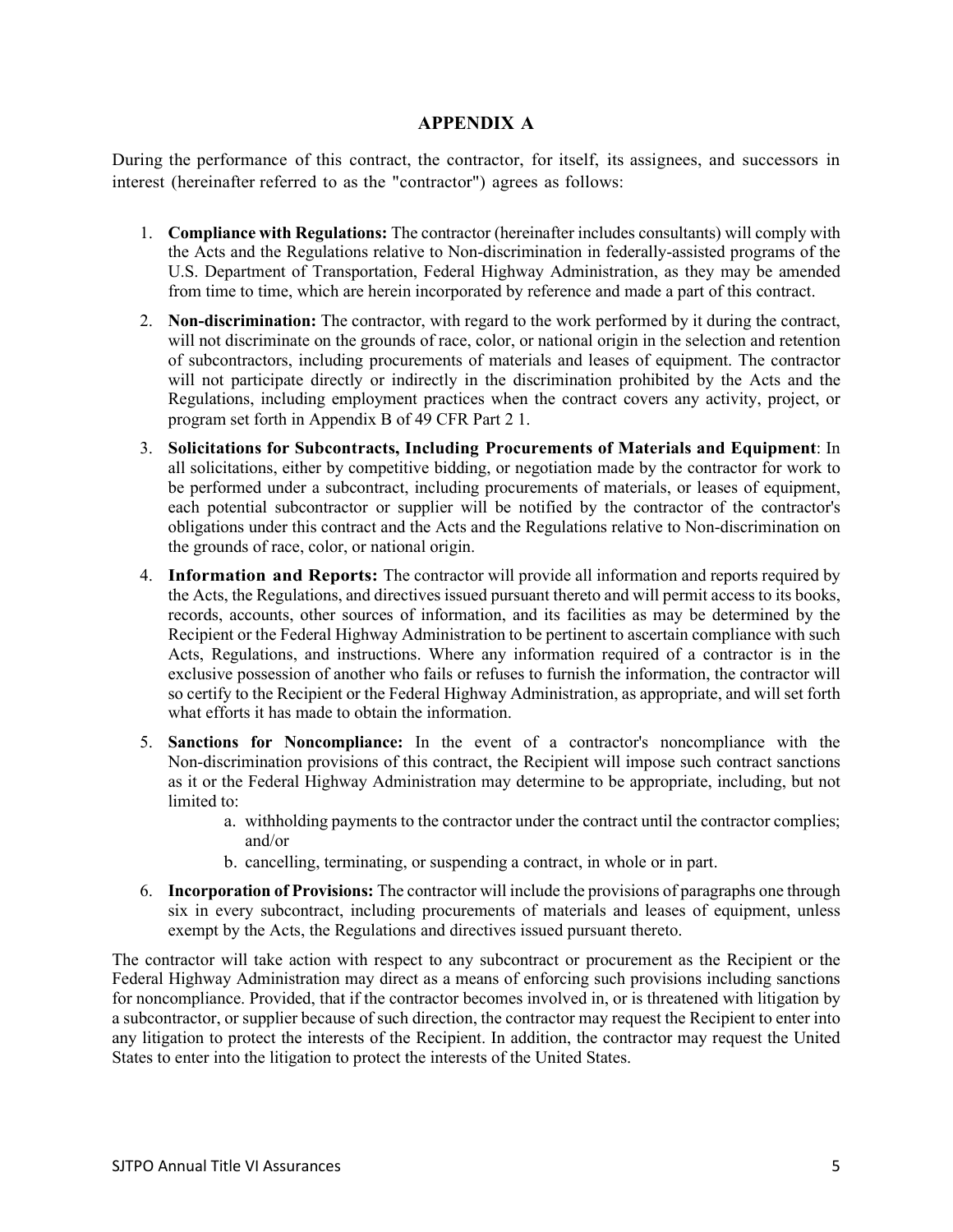# APPENDIX A

During the performance of this contract, the contractor, for itself, its assignees, and successors in interest (hereinafter referred to as the "contractor") agrees as follows:

1. **Compliance with Regulations:** The contractor (hereinafter includes consultants) will comply with the Acts and the Regulations relative to Non-discrimination in federally-assisted programs of the U.S. Department of Transportation, Federal Highway Administration, as they may be amended from time to time, which are herein incorporated by reference and made a part of this contract.
2. **Non-discrimination:** The contractor, with regard to the work performed by it during the contract, will not discriminate on the grounds of race, color, or national origin in the selection and retention of subcontractors, including procurements of materials and leases of equipment. The contractor will not participate directly or indirectly in the discrimination prohibited by the Acts and the Regulations, including employment practices when the contract covers any activity, project, or program set forth in Appendix B of 49 CFR Part 2 1.
3. **Solicitations for Subcontracts, Including Procurements of Materials and Equipment**: In all solicitations, either by competitive bidding, or negotiation made by the contractor for work to be performed under a subcontract, including procurements of materials, or leases of equipment, each potential subcontractor or supplier will be notified by the contractor of the contractor's obligations under this contract and the Acts and the Regulations relative to Non-discrimination on the grounds of race, color, or national origin.
4. **Information and Reports:** The contractor will provide all information and reports required by the Acts, the Regulations, and directives issued pursuant thereto and will permit access to its books, records, accounts, other sources of information, and its facilities as may be determined by the Recipient or the Federal Highway Administration to be pertinent to ascertain compliance with such Acts, Regulations, and instructions. Where any information required of a contractor is in the exclusive possession of another who fails or refuses to furnish the information, the contractor will so certify to the Recipient or the Federal Highway Administration, as appropriate, and will set forth what efforts it has made to obtain the information.
5. **Sanctions for Noncompliance:** In the event of a contractor's noncompliance with the Non-discrimination provisions of this contract, the Recipient will impose such contract sanctions as it or the Federal Highway Administration may determine to be appropriate, including, but not limited to:
    a. withholding payments to the contractor under the contract until the contractor complies; and/or
    b. cancelling, terminating, or suspending a contract, in whole or in part.
6. **Incorporation of Provisions:** The contractor will include the provisions of paragraphs one through six in every subcontract, including procurements of materials and leases of equipment, unless exempt by the Acts, the Regulations and directives issued pursuant thereto.

The contractor will take action with respect to any subcontract or procurement as the Recipient or the Federal Highway Administration may direct as a means of enforcing such provisions including sanctions for noncompliance. Provided, that if the contractor becomes involved in, or is threatened with litigation by a subcontractor, or supplier because of such direction, the contractor may request the Recipient to enter into any litigation to protect the interests of the Recipient. In addition, the contractor may request the United States to enter into the litigation to protect the interests of the United States.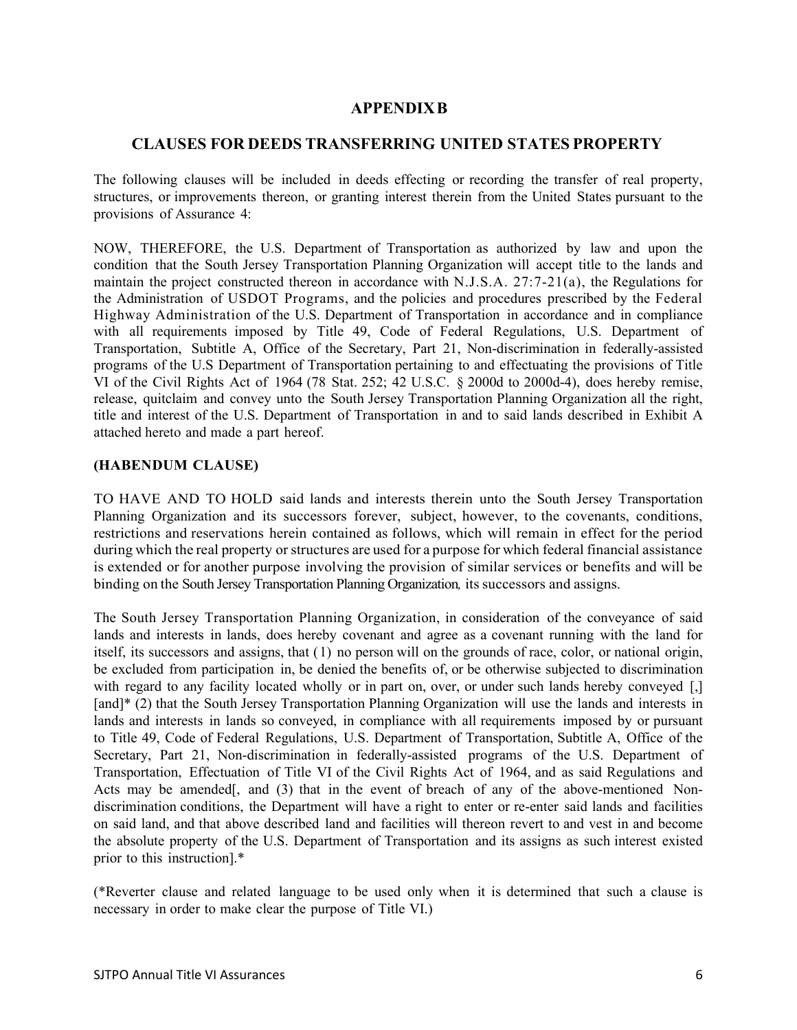## APPENDIX B

## CLAUSES FOR DEEDS TRANSFERRING UNITED STATES PROPERTY

The following clauses will be included in deeds effecting or recording the transfer of real property, structures, or improvements thereon, or granting interest therein from the United States pursuant to the provisions of Assurance 4:

NOW, THEREFORE, the U.S. Department of Transportation as authorized by law and upon the condition that the South Jersey Transportation Planning Organization will accept title to the lands and maintain the project constructed thereon in accordance with N.J.S.A. 27:7-21(a), the Regulations for the Administration of USDOT Programs, and the policies and procedures prescribed by the Federal Highway Administration of the U.S. Department of Transportation in accordance and in compliance with all requirements imposed by Title 49, Code of Federal Regulations, U.S. Department of Transportation, Subtitle A, Office of the Secretary, Part 21, Non-discrimination in federally-assisted programs of the U.S Department of Transportation pertaining to and effectuating the provisions of Title VI of the Civil Rights Act of 1964 (78 Stat. 252; 42 U.S.C. § 2000d to 2000d-4), does hereby remise, release, quitclaim and convey unto the South Jersey Transportation Planning Organization all the right, title and interest of the U.S. Department of Transportation in and to said lands described in Exhibit A attached hereto and made a part hereof.

**(HABENDUM CLAUSE)**

TO HAVE AND TO HOLD said lands and interests therein unto the South Jersey Transportation Planning Organization and its successors forever, subject, however, to the covenants, conditions, restrictions and reservations herein contained as follows, which will remain in effect for the period during which the real property or structures are used for a purpose for which federal financial assistance is extended or for another purpose involving the provision of similar services or benefits and will be binding on the South Jersey Transportation Planning Organization, its successors and assigns.

The South Jersey Transportation Planning Organization, in consideration of the conveyance of said lands and interests in lands, does hereby covenant and agree as a covenant running with the land for itself, its successors and assigns, that (1) no person will on the grounds of race, color, or national origin, be excluded from participation in, be denied the benefits of, or be otherwise subjected to discrimination with regard to any facility located wholly or in part on, over, or under such lands hereby conveyed [,] [and]* (2) that the South Jersey Transportation Planning Organization will use the lands and interests in lands and interests in lands so conveyed, in compliance with all requirements imposed by or pursuant to Title 49, Code of Federal Regulations, U.S. Department of Transportation, Subtitle A, Office of the Secretary, Part 21, Non-discrimination in federally-assisted programs of the U.S. Department of Transportation, Effectuation of Title VI of the Civil Rights Act of 1964, and as said Regulations and Acts may be amended[, and (3) that in the event of breach of any of the above-mentioned Non-discrimination conditions, the Department will have a right to enter or re-enter said lands and facilities on said land, and that above described land and facilities will thereon revert to and vest in and become the absolute property of the U.S. Department of Transportation and its assigns as such interest existed prior to this instruction].*

(*Reverter clause and related language to be used only when it is determined that such a clause is necessary in order to make clear the purpose of Title VI.)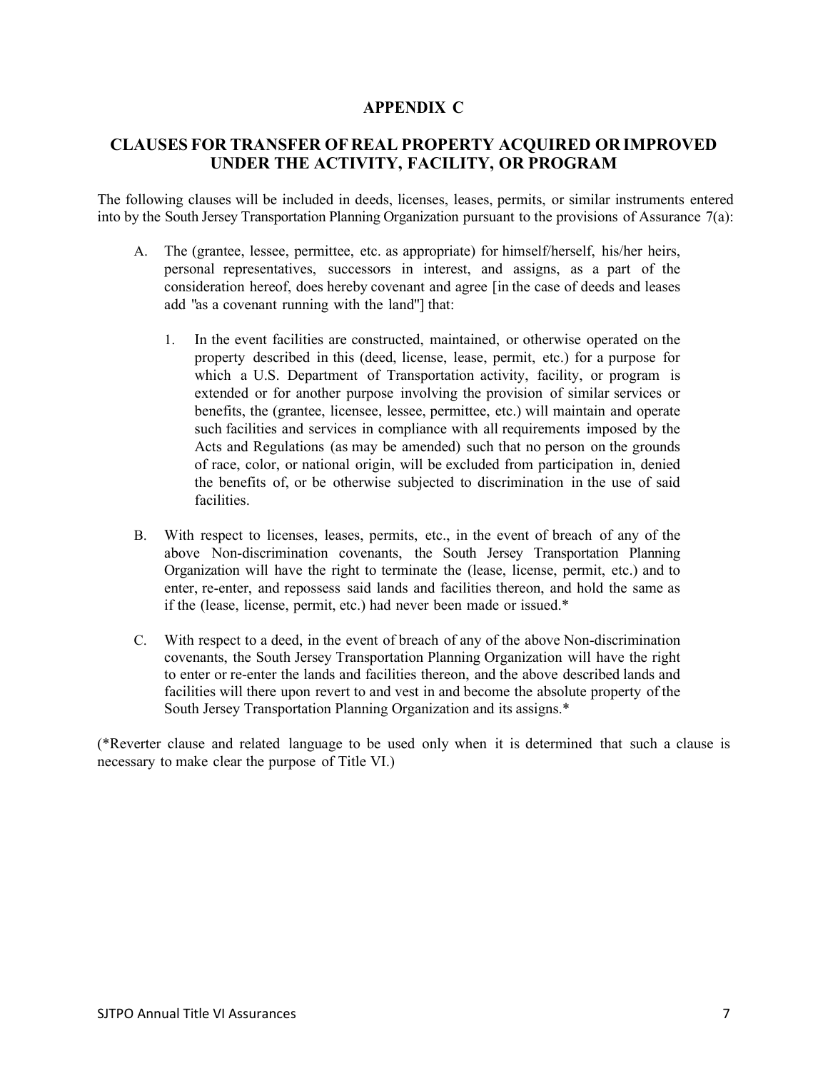## APPENDIX C

## CLAUSES FOR TRANSFER OF REAL PROPERTY ACQUIRED OR IMPROVED UNDER THE ACTIVITY, FACILITY, OR PROGRAM

The following clauses will be included in deeds, licenses, leases, permits, or similar instruments entered into by the South Jersey Transportation Planning Organization pursuant to the provisions of Assurance 7(a):

A. The (grantee, lessee, permittee, etc. as appropriate) for himself/herself, his/her heirs, personal representatives, successors in interest, and assigns, as a part of the consideration hereof, does hereby covenant and agree [in the case of deeds and leases add "as a covenant running with the land"] that:

   1. In the event facilities are constructed, maintained, or otherwise operated on the property described in this (deed, license, lease, permit, etc.) for a purpose for which a U.S. Department of Transportation activity, facility, or program is extended or for another purpose involving the provision of similar services or benefits, the (grantee, licensee, lessee, permittee, etc.) will maintain and operate such facilities and services in compliance with all requirements imposed by the Acts and Regulations (as may be amended) such that no person on the grounds of race, color, or national origin, will be excluded from participation in, denied the benefits of, or be otherwise subjected to discrimination in the use of said facilities.

B. With respect to licenses, leases, permits, etc., in the event of breach of any of the above Non-discrimination covenants, the South Jersey Transportation Planning Organization will have the right to terminate the (lease, license, permit, etc.) and to enter, re-enter, and repossess said lands and facilities thereon, and hold the same as if the (lease, license, permit, etc.) had never been made or issued.*

C. With respect to a deed, in the event of breach of any of the above Non-discrimination covenants, the South Jersey Transportation Planning Organization will have the right to enter or re-enter the lands and facilities thereon, and the above described lands and facilities will there upon revert to and vest in and become the absolute property of the South Jersey Transportation Planning Organization and its assigns.*

(*Reverter clause and related language to be used only when it is determined that such a clause is necessary to make clear the purpose of Title VI.)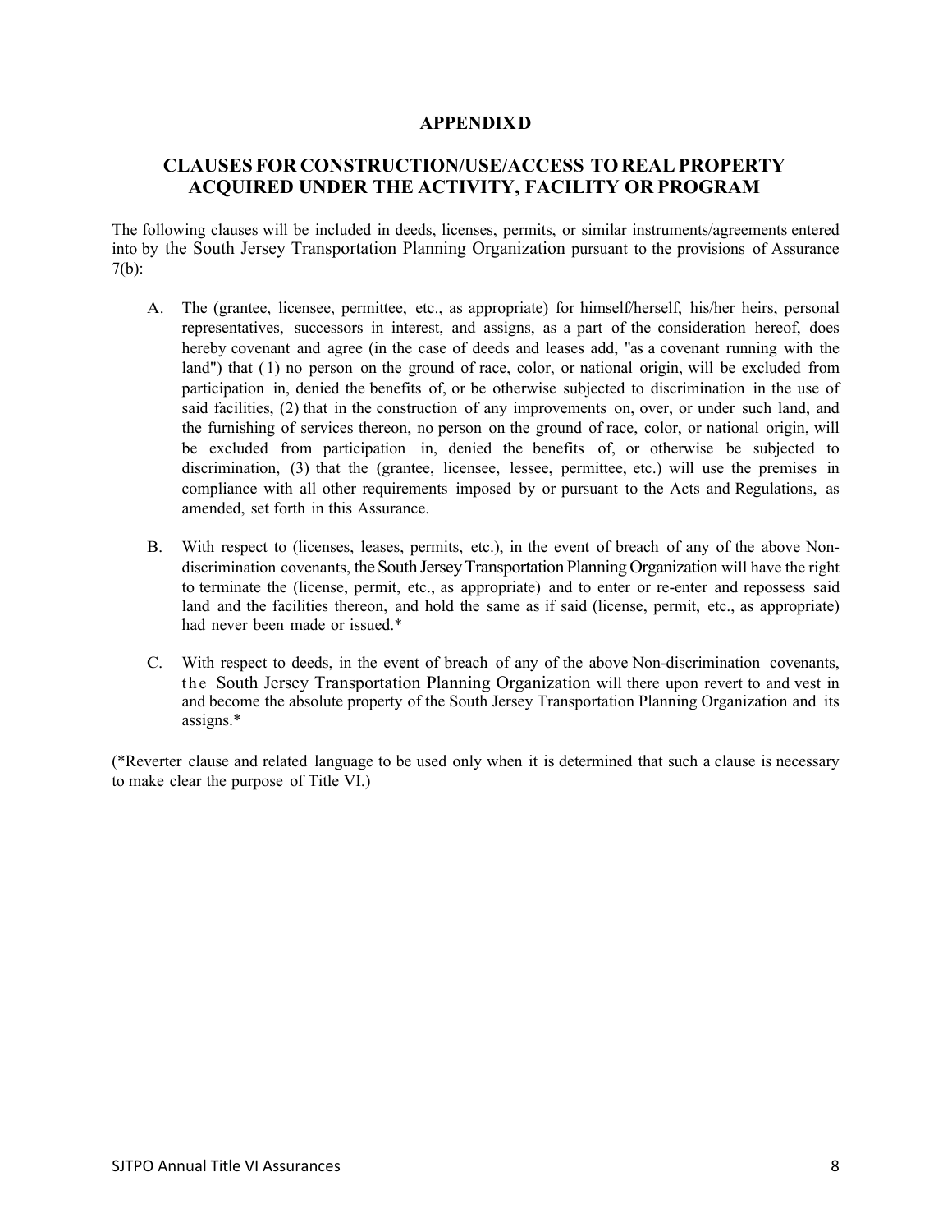## APPENDIX D

## CLAUSES FOR CONSTRUCTION/USE/ACCESS TO REAL PROPERTY ACQUIRED UNDER THE ACTIVITY, FACILITY OR PROGRAM

The following clauses will be included in deeds, licenses, permits, or similar instruments/agreements entered into by the South Jersey Transportation Planning Organization pursuant to the provisions of Assurance 7(b):

A. The (grantee, licensee, permittee, etc., as appropriate) for himself/herself, his/her heirs, personal representatives, successors in interest, and assigns, as a part of the consideration hereof, does hereby covenant and agree (in the case of deeds and leases add, "as a covenant running with the land") that (1) no person on the ground of race, color, or national origin, will be excluded from participation in, denied the benefits of, or be otherwise subjected to discrimination in the use of said facilities, (2) that in the construction of any improvements on, over, or under such land, and the furnishing of services thereon, no person on the ground of race, color, or national origin, will be excluded from participation in, denied the benefits of, or otherwise be subjected to discrimination, (3) that the (grantee, licensee, lessee, permittee, etc.) will use the premises in compliance with all other requirements imposed by or pursuant to the Acts and Regulations, as amended, set forth in this Assurance.

B. With respect to (licenses, leases, permits, etc.), in the event of breach of any of the above Non-discrimination covenants, the South Jersey Transportation Planning Organization will have the right to terminate the (license, permit, etc., as appropriate) and to enter or re-enter and repossess said land and the facilities thereon, and hold the same as if said (license, permit, etc., as appropriate) had never been made or issued.*

C. With respect to deeds, in the event of breach of any of the above Non-discrimination covenants, the South Jersey Transportation Planning Organization will there upon revert to and vest in and become the absolute property of the South Jersey Transportation Planning Organization and its assigns.*

(*Reverter clause and related language to be used only when it is determined that such a clause is necessary to make clear the purpose of Title VI.)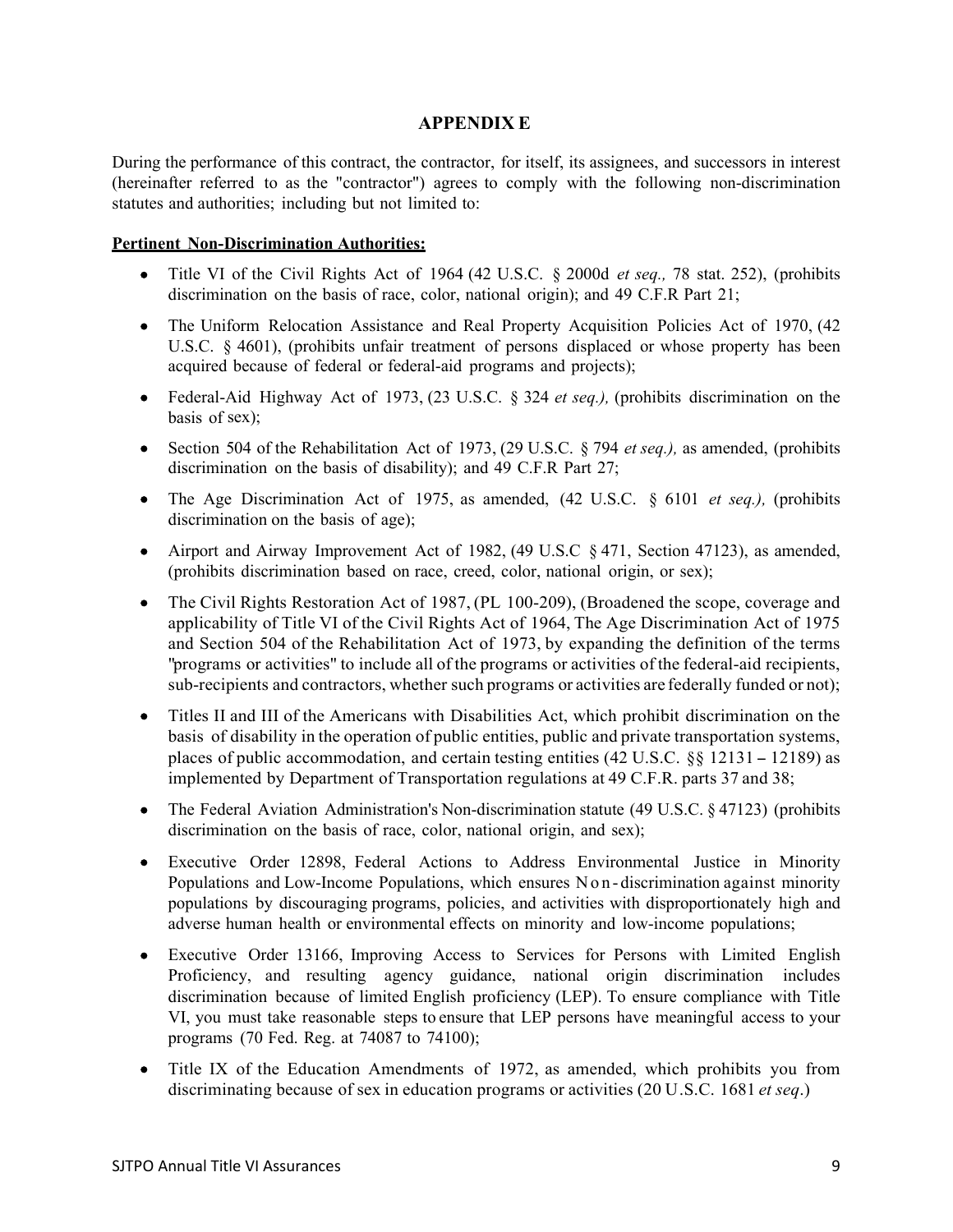# APPENDIX E

During the performance of this contract, the contractor, for itself, its assignees, and successors in interest (hereinafter referred to as the "contractor") agrees to comply with the following non-discrimination statutes and authorities; including but not limited to:

**Pertinent Non-Discrimination Authorities:**

- Title VI of the Civil Rights Act of 1964 (42 U.S.C. § 2000d *et seq.,* 78 stat. 252), (prohibits discrimination on the basis of race, color, national origin); and 49 C.F.R Part 21;
- The Uniform Relocation Assistance and Real Property Acquisition Policies Act of 1970, (42 U.S.C. § 4601), (prohibits unfair treatment of persons displaced or whose property has been acquired because of federal or federal-aid programs and projects);
- Federal-Aid Highway Act of 1973, (23 U.S.C. § 324 *et seq.),* (prohibits discrimination on the basis of sex);
- Section 504 of the Rehabilitation Act of 1973, (29 U.S.C. § 794 *et seq.),* as amended, (prohibits discrimination on the basis of disability); and 49 C.F.R Part 27;
- The Age Discrimination Act of 1975, as amended, (42 U.S.C. § 6101 *et seq.),* (prohibits discrimination on the basis of age);
- Airport and Airway Improvement Act of 1982, (49 U.S.C § 471, Section 47123), as amended, (prohibits discrimination based on race, creed, color, national origin, or sex);
- The Civil Rights Restoration Act of 1987, (PL 100-209), (Broadened the scope, coverage and applicability of Title VI of the Civil Rights Act of 1964, The Age Discrimination Act of 1975 and Section 504 of the Rehabilitation Act of 1973, by expanding the definition of the terms "programs or activities" to include all of the programs or activities of the federal-aid recipients, sub-recipients and contractors, whether such programs or activities are federally funded or not);
- Titles II and III of the Americans with Disabilities Act, which prohibit discrimination on the basis of disability in the operation of public entities, public and private transportation systems, places of public accommodation, and certain testing entities (42 U.S.C. §§ 12131 – 12189) as implemented by Department of Transportation regulations at 49 C.F.R. parts 37 and 38;
- The Federal Aviation Administration's Non-discrimination statute (49 U.S.C. § 47123) (prohibits discrimination on the basis of race, color, national origin, and sex);
- Executive Order 12898, Federal Actions to Address Environmental Justice in Minority Populations and Low-Income Populations, which ensures Non-discrimination against minority populations by discouraging programs, policies, and activities with disproportionately high and adverse human health or environmental effects on minority and low-income populations;
- Executive Order 13166, Improving Access to Services for Persons with Limited English Proficiency, and resulting agency guidance, national origin discrimination includes discrimination because of limited English proficiency (LEP). To ensure compliance with Title VI, you must take reasonable steps to ensure that LEP persons have meaningful access to your programs (70 Fed. Reg. at 74087 to 74100);
- Title IX of the Education Amendments of 1972, as amended, which prohibits you from discriminating because of sex in education programs or activities (20 U.S.C. 1681 *et seq*.)